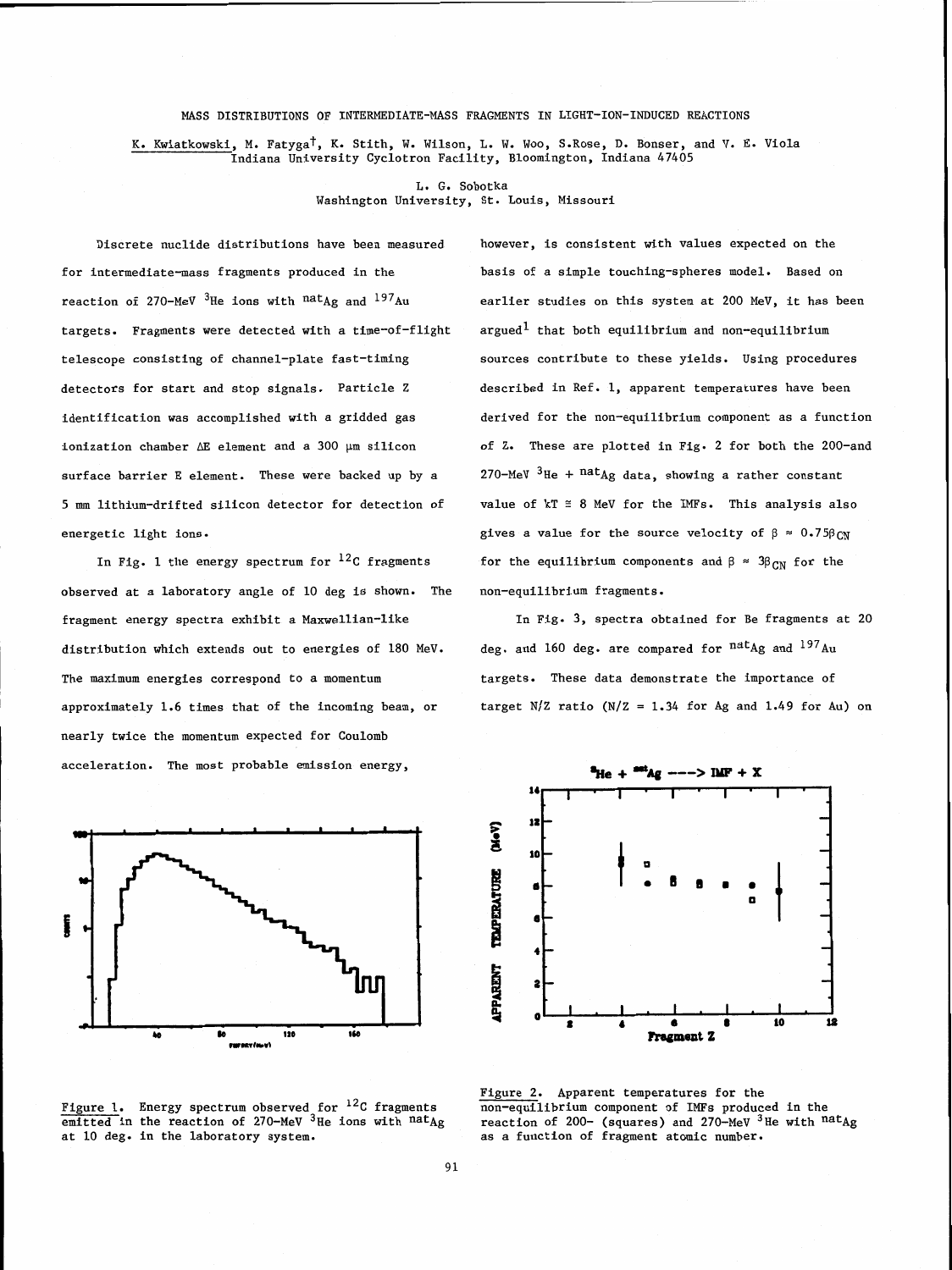# MASS DISTRIBUTIONS OF INTERMEDIATE-MASS FRAGMENTS IN LIGHT-ION-INDUCED REACTIONS

K. Kwiatkowski, M. Fatyga†, K. Stith, W. Wilson, L. W. Woo, S. Rose, D. Bonser, and V. E. Viola
Indiana University Cyclotron Facility, Bloomington, Indiana 47405

L. G. Sobotka
Washington University, St. Louis, Missouri

Discrete nuclide distributions have been measured for intermediate-mass fragments produced in the reaction of 270-MeV $^{3}$He ions with $^{nat}$Ag and $^{197}$Au targets. Fragments were detected with a time-of-flight telescope consisting of channel-plate fast-timing detectors for start and stop signals. Particle Z identification was accomplished with a gridded gas ionization chamber $\Delta E$ element and a 300 μm silicon surface barrier E element. These were backed up by a 5 mm lithium-drifted silicon detector for detection of energetic light ions.

In Fig. 1 the energy spectrum for $^{12}$C fragments observed at a laboratory angle of 10 deg is shown. The fragment energy spectra exhibit a Maxwellian-like distribution which extends out to energies of 180 MeV. The maximum energies correspond to a momentum approximately 1.6 times that of the incoming beam, or nearly twice the momentum expected for Coulomb acceleration. The most probable emission energy, however, is consistent with values expected on the basis of a simple touching-spheres model. Based on earlier studies on this system at 200 MeV, it has been argued[1] that both equilibrium and non-equilibrium sources contribute to these yields. Using procedures described in Ref. 1, apparent temperatures have been derived for the non-equilibrium component as a function of Z. These are plotted in Fig. 2 for both the 200-and 270-MeV $^{3}$He + $^{nat}$Ag data, showing a rather constant value of $kT \cong 8$ MeV for the IMFs. This analysis also gives a value for the source velocity of $\beta \approx 0.75\beta_{CN}$ for the equilibrium components and $\beta \approx 3\beta_{CN}$ for the non-equilibrium fragments.

In Fig. 3, spectra obtained for Be fragments at 20 deg. and 160 deg. are compared for $^{nat}$Ag and $^{197}$Au targets. These data demonstrate the importance of target N/Z ratio (N/Z = 1.34 for Ag and 1.49 for Au) on

Figure 1. Energy spectrum observed for $^{12}$C fragments emitted in the reaction of 270-MeV $^{3}$He ions with $^{nat}$Ag at 10 deg. in the laboratory system.

Figure 2. Apparent temperatures for the non-equilibrium component of IMFs produced in the reaction of 200- (squares) and 270-MeV $^{3}$He with $^{nat}$Ag as a function of fragment atomic number.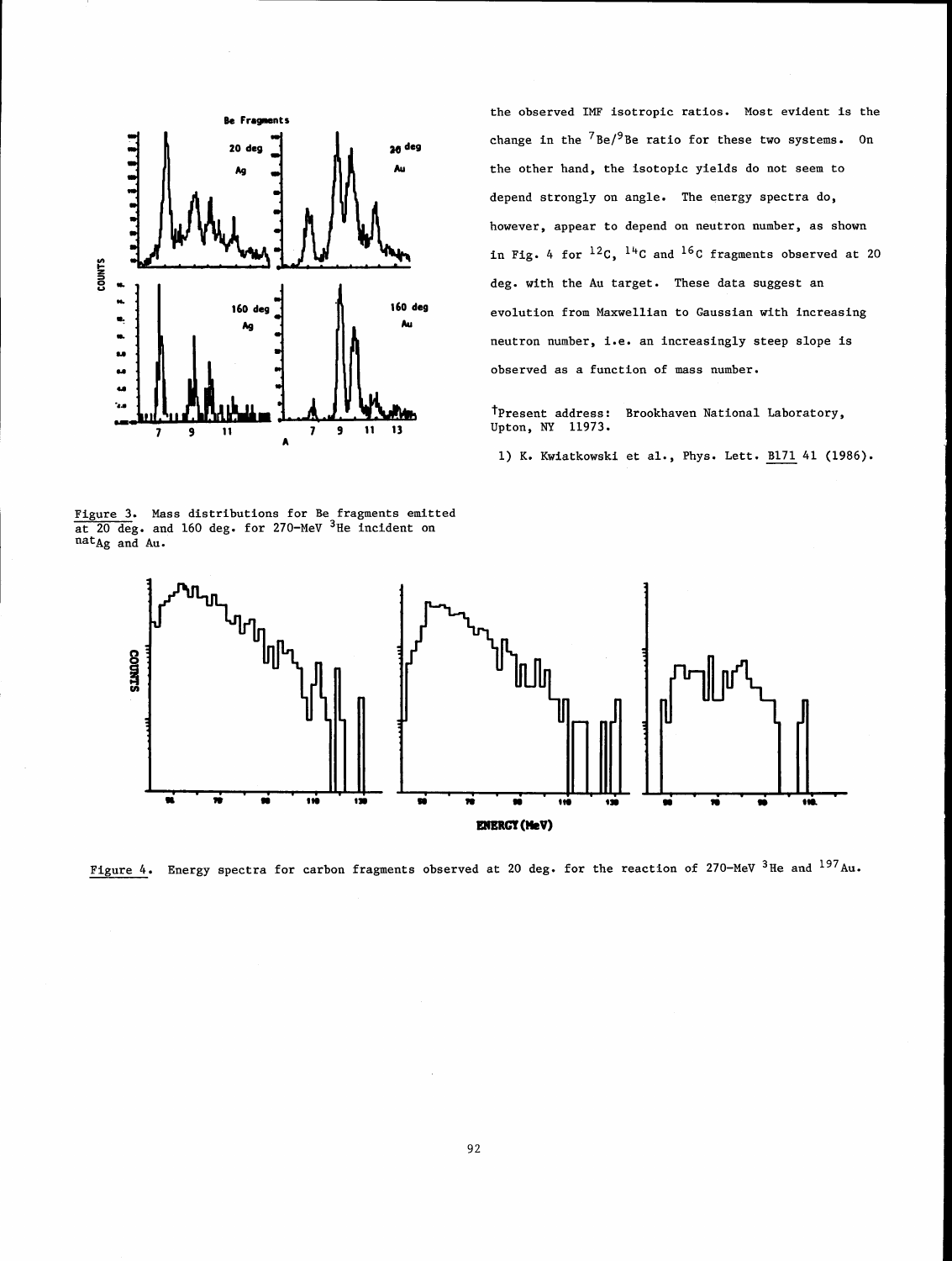Be Fragments

20 deg
Ag

20 deg
Au

160 deg
Ag

160 deg
Au

COUNTS

7 9 11

7 9 11 13

A

Figure 3. Mass distributions for Be fragments emitted at 20 deg. and 160 deg. for 270-MeV $^{3}He$ incident on $^{nat}Ag$ and Au.

the observed IMF isotropic ratios. Most evident is the change in the $^{7}Be/^{9}Be$ ratio for these two systems. On the other hand, the isotopic yields do not seem to depend strongly on angle. The energy spectra do, however, appear to depend on neutron number, as shown in Fig. 4 for $^{12}C$, $^{14}C$ and $^{16}C$ fragments observed at 20 deg. with the Au target. These data suggest an evolution from Maxwellian to Gaussian with increasing neutron number, i.e. an increasingly steep slope is observed as a function of mass number.

†Present address: Brookhaven National Laboratory, Upton, NY 11973.

1) K. Kwiatkowski et al., Phys. Lett. B171 41 (1986).

COUNTS

ENERGY (MeV)

Figure 4. Energy spectra for carbon fragments observed at 20 deg. for the reaction of 270-MeV $^{3}He$ and $^{197}Au$.